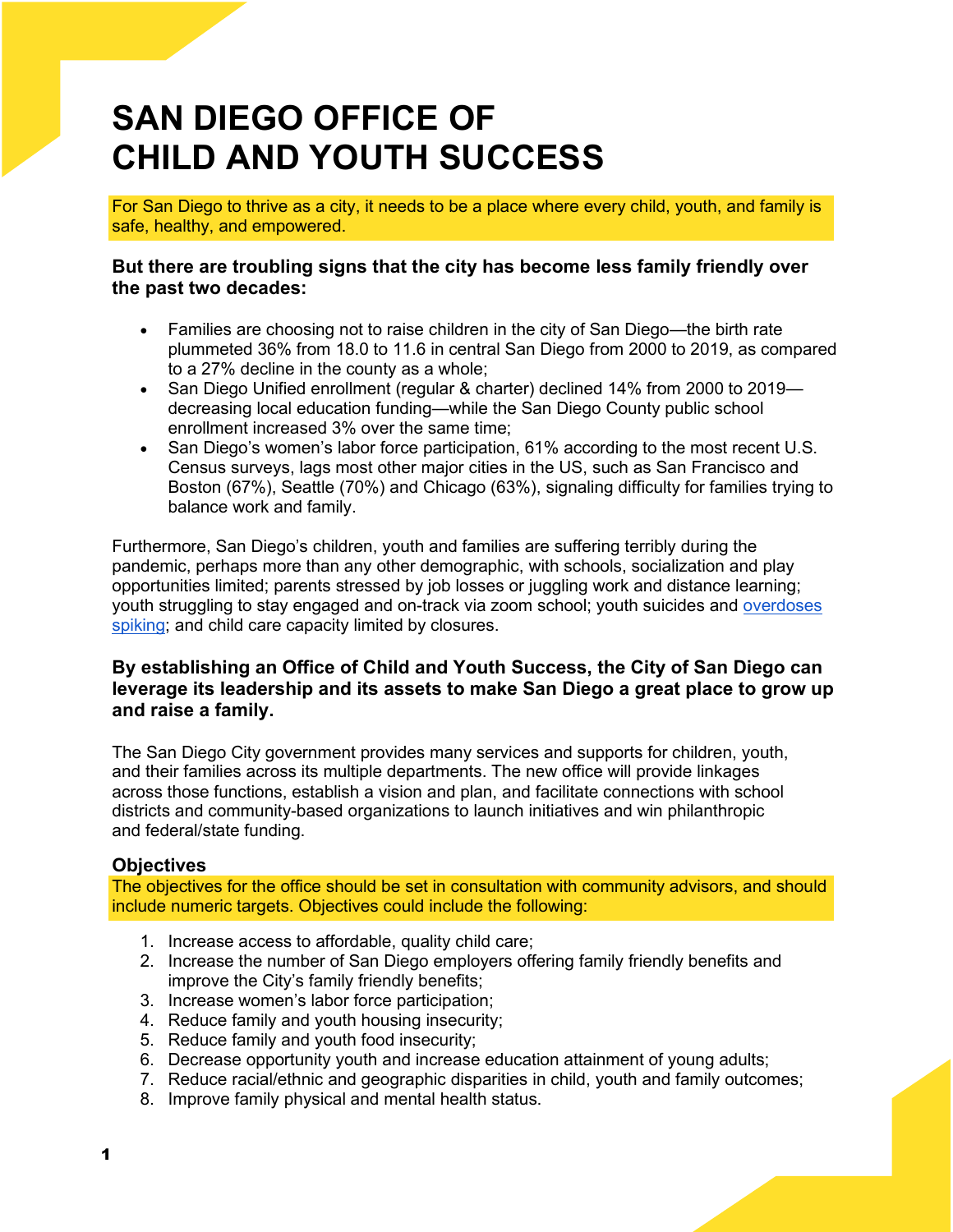# SAN DIEGO OFFICE OF CHILD AND YOUTH SUCCESS

For San Diego to thrive as a city, it needs to be a place where every child, youth, and family is safe, healthy, and empowered.

**But there are troubling signs that the city has become less family friendly over the past two decades:**

- Families are choosing not to raise children in the city of San Diego—the birth rate plummeted 36% from 18.0 to 11.6 in central San Diego from 2000 to 2019, as compared to a 27% decline in the county as a whole;
- San Diego Unified enrollment (regular & charter) declined 14% from 2000 to 2019—decreasing local education funding—while the San Diego County public school enrollment increased 3% over the same time;
- San Diego's women's labor force participation, 61% according to the most recent U.S. Census surveys, lags most other major cities in the US, such as San Francisco and Boston (67%), Seattle (70%) and Chicago (63%), signaling difficulty for families trying to balance work and family.

Furthermore, San Diego's children, youth and families are suffering terribly during the pandemic, perhaps more than any other demographic, with schools, socialization and play opportunities limited; parents stressed by job losses or juggling work and distance learning; youth struggling to stay engaged and on-track via zoom school; youth suicides and overdoses spiking; and child care capacity limited by closures.

**By establishing an Office of Child and Youth Success, the City of San Diego can leverage its leadership and its assets to make San Diego a great place to grow up and raise a family.**

The San Diego City government provides many services and supports for children, youth, and their families across its multiple departments. The new office will provide linkages across those functions, establish a vision and plan, and facilitate connections with school districts and community-based organizations to launch initiatives and win philanthropic and federal/state funding.

### Objectives

The objectives for the office should be set in consultation with community advisors, and should include numeric targets. Objectives could include the following:

1. Increase access to affordable, quality child care;
2. Increase the number of San Diego employers offering family friendly benefits and improve the City's family friendly benefits;
3. Increase women's labor force participation;
4. Reduce family and youth housing insecurity;
5. Reduce family and youth food insecurity;
6. Decrease opportunity youth and increase education attainment of young adults;
7. Reduce racial/ethnic and geographic disparities in child, youth and family outcomes;
8. Improve family physical and mental health status.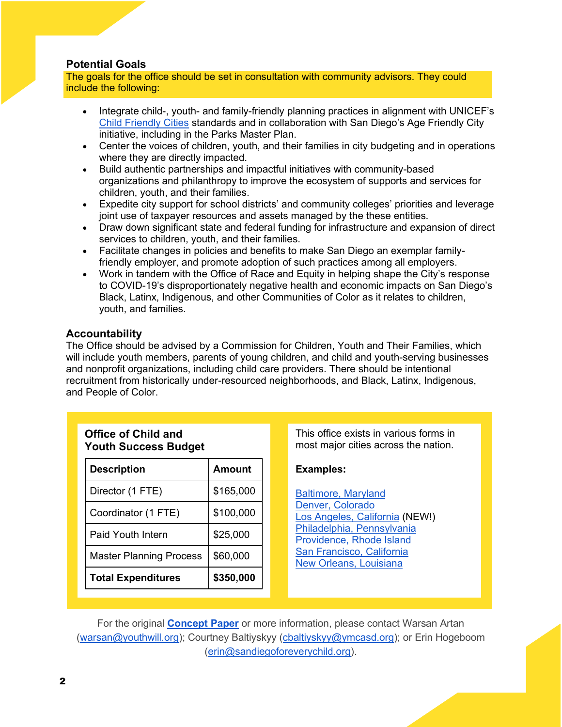## Potential Goals

The goals for the office should be set in consultation with community advisors. They could include the following:

- Integrate child-, youth- and family-friendly planning practices in alignment with UNICEF's Child Friendly Cities standards and in collaboration with San Diego's Age Friendly City initiative, including in the Parks Master Plan.
- Center the voices of children, youth, and their families in city budgeting and in operations where they are directly impacted.
- Build authentic partnerships and impactful initiatives with community-based organizations and philanthropy to improve the ecosystem of supports and services for children, youth, and their families.
- Expedite city support for school districts' and community colleges' priorities and leverage joint use of taxpayer resources and assets managed by the these entities.
- Draw down significant state and federal funding for infrastructure and expansion of direct services to children, youth, and their families.
- Facilitate changes in policies and benefits to make San Diego an exemplar family-friendly employer, and promote adoption of such practices among all employers.
- Work in tandem with the Office of Race and Equity in helping shape the City's response to COVID-19's disproportionately negative health and economic impacts on San Diego's Black, Latinx, Indigenous, and other Communities of Color as it relates to children, youth, and families.

## Accountability

The Office should be advised by a Commission for Children, Youth and Their Families, which will include youth members, parents of young children, and child and youth-serving businesses and nonprofit organizations, including child care providers. There should be intentional recruitment from historically under-resourced neighborhoods, and Black, Latinx, Indigenous, and People of Color.

**Office of Child and Youth Success Budget**

| Description | Amount |
|---|---|
| Director (1 FTE) | $165,000 |
| Coordinator (1 FTE) | $100,000 |
| Paid Youth Intern | $25,000 |
| Master Planning Process | $60,000 |
| **Total Expenditures** | **$350,000** |

This office exists in various forms in most major cities across the nation.

**Examples:**

Baltimore, Maryland
Denver, Colorado
Los Angeles, California (NEW!)
Philadelphia, Pennsylvania
Providence, Rhode Island
San Francisco, California
New Orleans, Louisiana

For the original **Concept Paper** or more information, please contact Warsan Artan (warsan@youthwill.org); Courtney Baltiyskyy (cbaltiyskyy@ymcasd.org); or Erin Hogeboom (erin@sandiegoforeverychild.org).